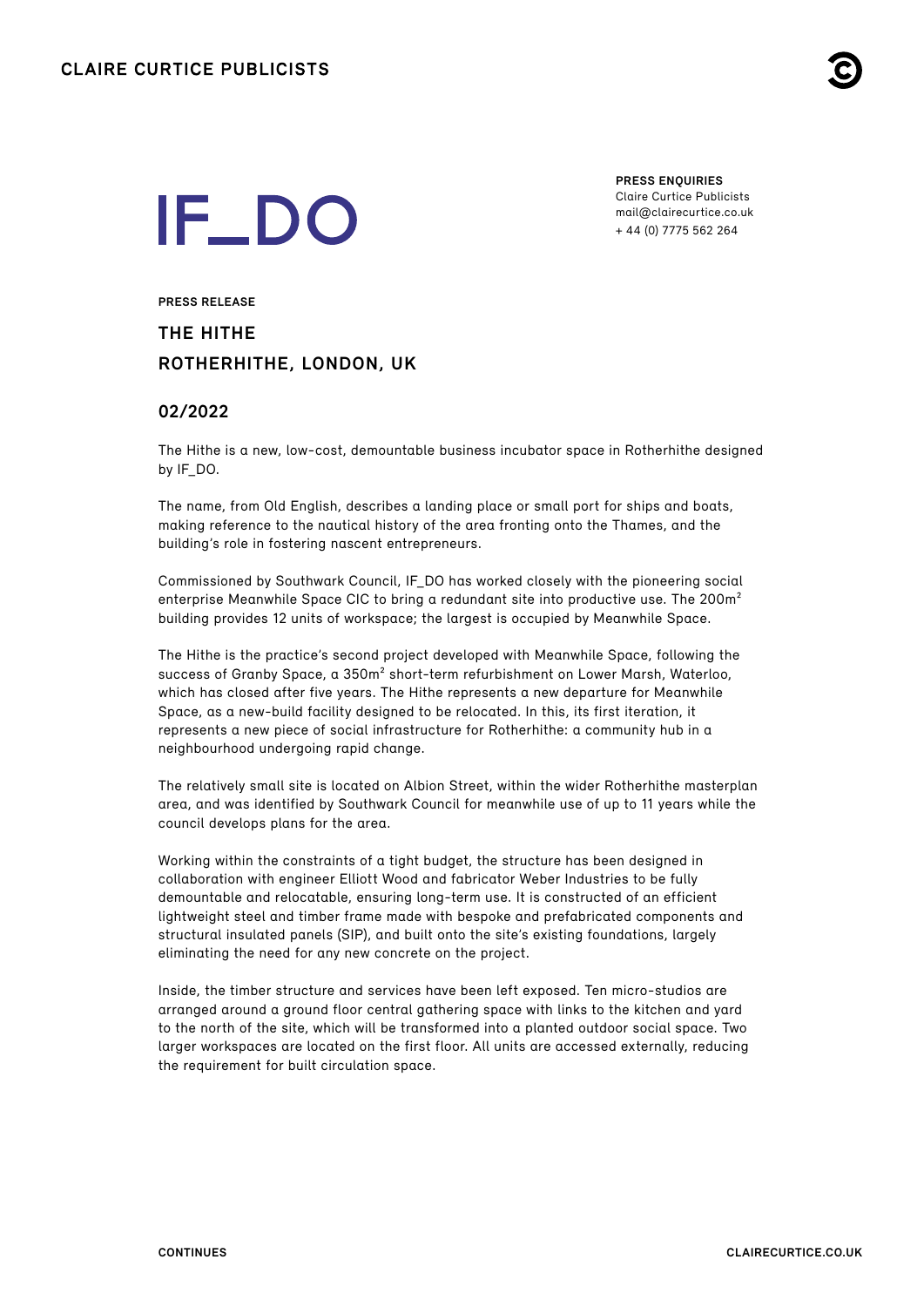CLAIRE CURTICE PUBLICISTS

# IF_DO

**PRESS ENQUIRIES**
Claire Curtice Publicists
mail@clairecurtice.co.uk
+ 44 (0) 7775 562 264

**PRESS RELEASE**

## THE HITHE
## ROTHERHITHE, LONDON, UK

### 02/2022

The Hithe is a new, low-cost, demountable business incubator space in Rotherhithe designed by IF_DO.

The name, from Old English, describes a landing place or small port for ships and boats, making reference to the nautical history of the area fronting onto the Thames, and the building's role in fostering nascent entrepreneurs.

Commissioned by Southwark Council, IF_DO has worked closely with the pioneering social enterprise Meanwhile Space CIC to bring a redundant site into productive use. The 200m² building provides 12 units of workspace; the largest is occupied by Meanwhile Space.

The Hithe is the practice's second project developed with Meanwhile Space, following the success of Granby Space, a 350m² short-term refurbishment on Lower Marsh, Waterloo, which has closed after five years. The Hithe represents a new departure for Meanwhile Space, as a new-build facility designed to be relocated. In this, its first iteration, it represents a new piece of social infrastructure for Rotherhithe: a community hub in a neighbourhood undergoing rapid change.

The relatively small site is located on Albion Street, within the wider Rotherhithe masterplan area, and was identified by Southwark Council for meanwhile use of up to 11 years while the council develops plans for the area.

Working within the constraints of a tight budget, the structure has been designed in collaboration with engineer Elliott Wood and fabricator Weber Industries to be fully demountable and relocatable, ensuring long-term use. It is constructed of an efficient lightweight steel and timber frame made with bespoke and prefabricated components and structural insulated panels (SIP), and built onto the site's existing foundations, largely eliminating the need for any new concrete on the project.

Inside, the timber structure and services have been left exposed. Ten micro-studios are arranged around a ground floor central gathering space with links to the kitchen and yard to the north of the site, which will be transformed into a planted outdoor social space. Two larger workspaces are located on the first floor. All units are accessed externally, reducing the requirement for built circulation space.

CONTINUES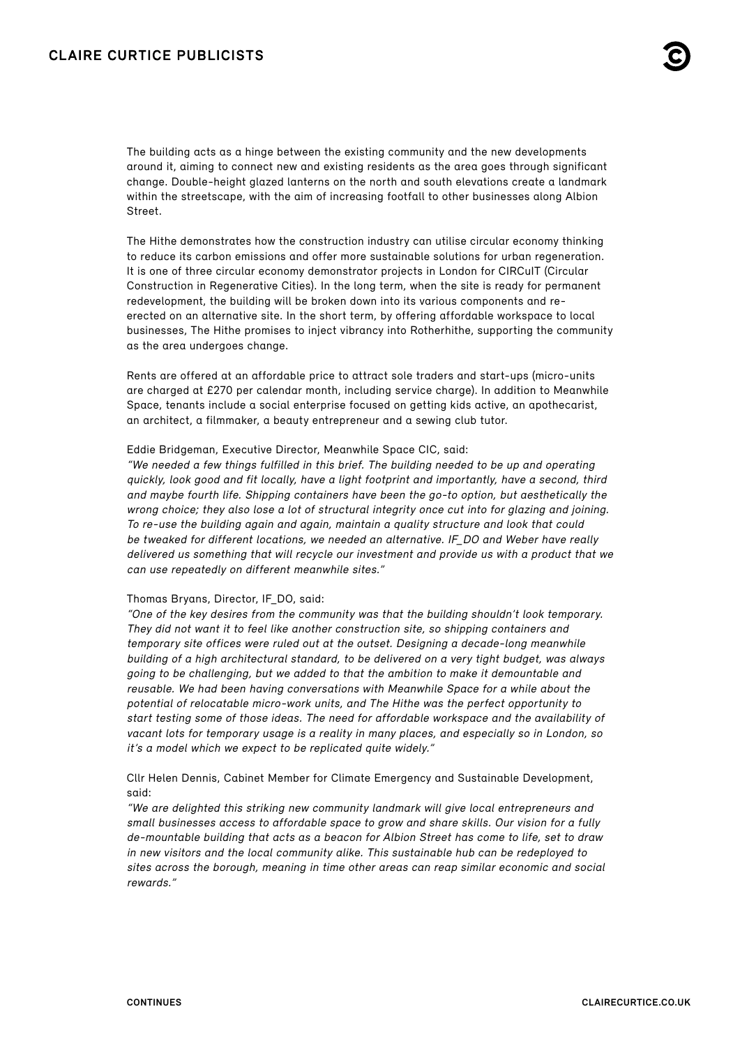The building acts as a hinge between the existing community and the new developments around it, aiming to connect new and existing residents as the area goes through significant change. Double-height glazed lanterns on the north and south elevations create a landmark within the streetscape, with the aim of increasing footfall to other businesses along Albion Street.

The Hithe demonstrates how the construction industry can utilise circular economy thinking to reduce its carbon emissions and offer more sustainable solutions for urban regeneration. It is one of three circular economy demonstrator projects in London for CIRCuIT (Circular Construction in Regenerative Cities). In the long term, when the site is ready for permanent redevelopment, the building will be broken down into its various components and re-erected on an alternative site. In the short term, by offering affordable workspace to local businesses, The Hithe promises to inject vibrancy into Rotherhithe, supporting the community as the area undergoes change.

Rents are offered at an affordable price to attract sole traders and start-ups (micro-units are charged at £270 per calendar month, including service charge). In addition to Meanwhile Space, tenants include a social enterprise focused on getting kids active, an apothecarist, an architect, a filmmaker, a beauty entrepreneur and a sewing club tutor.

Eddie Bridgeman, Executive Director, Meanwhile Space CIC, said:
*"We needed a few things fulfilled in this brief. The building needed to be up and operating quickly, look good and fit locally, have a light footprint and importantly, have a second, third and maybe fourth life. Shipping containers have been the go-to option, but aesthetically the wrong choice; they also lose a lot of structural integrity once cut into for glazing and joining. To re-use the building again and again, maintain a quality structure and look that could be tweaked for different locations, we needed an alternative. IF_DO and Weber have really delivered us something that will recycle our investment and provide us with a product that we can use repeatedly on different meanwhile sites."*

Thomas Bryans, Director, IF_DO, said:
*"One of the key desires from the community was that the building shouldn't look temporary. They did not want it to feel like another construction site, so shipping containers and temporary site offices were ruled out at the outset. Designing a decade-long meanwhile building of a high architectural standard, to be delivered on a very tight budget, was always going to be challenging, but we added to that the ambition to make it demountable and reusable. We had been having conversations with Meanwhile Space for a while about the potential of relocatable micro-work units, and The Hithe was the perfect opportunity to start testing some of those ideas. The need for affordable workspace and the availability of vacant lots for temporary usage is a reality in many places, and especially so in London, so it's a model which we expect to be replicated quite widely."*

Cllr Helen Dennis, Cabinet Member for Climate Emergency and Sustainable Development, said:
*"We are delighted this striking new community landmark will give local entrepreneurs and small businesses access to affordable space to grow and share skills. Our vision for a fully de-mountable building that acts as a beacon for Albion Street has come to life, set to draw in new visitors and the local community alike. This sustainable hub can be redeployed to sites across the borough, meaning in time other areas can reap similar economic and social rewards."*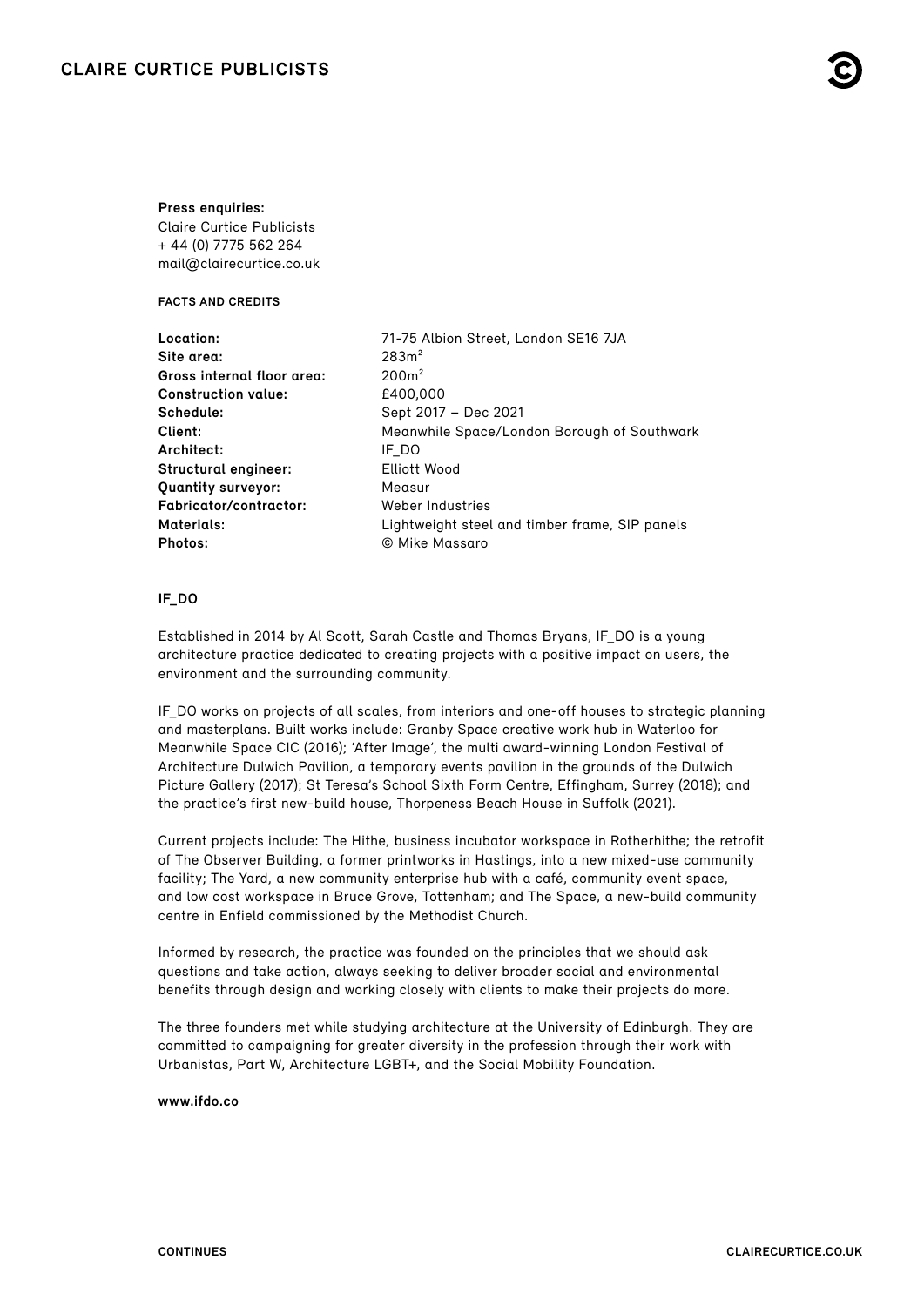**Press enquiries:**
Claire Curtice Publicists
+ 44 (0) 7775 562 264
mail@clairecurtice.co.uk

**FACTS AND CREDITS**

| | |
|---|---|
| **Location:** | 71-75 Albion Street, London SE16 7JA |
| **Site area:** | 283m² |
| **Gross internal floor area:** | 200m² |
| **Construction value:** | £400,000 |
| **Schedule:** | Sept 2017 – Dec 2021 |
| **Client:** | Meanwhile Space/London Borough of Southwark |
| **Architect:** | IF_DO |
| **Structural engineer:** | Elliott Wood |
| **Quantity surveyor:** | Measur |
| **Fabricator/contractor:** | Weber Industries |
| **Materials:** | Lightweight steel and timber frame, SIP panels |
| **Photos:** | © Mike Massaro |

**IF_DO**

Established in 2014 by Al Scott, Sarah Castle and Thomas Bryans, IF_DO is a young architecture practice dedicated to creating projects with a positive impact on users, the environment and the surrounding community.

IF_DO works on projects of all scales, from interiors and one-off houses to strategic planning and masterplans. Built works include: Granby Space creative work hub in Waterloo for Meanwhile Space CIC (2016); 'After Image', the multi award-winning London Festival of Architecture Dulwich Pavilion, a temporary events pavilion in the grounds of the Dulwich Picture Gallery (2017); St Teresa's School Sixth Form Centre, Effingham, Surrey (2018); and the practice's first new-build house, Thorpeness Beach House in Suffolk (2021).

Current projects include: The Hithe, business incubator workspace in Rotherhithe; the retrofit of The Observer Building, a former printworks in Hastings, into a new mixed-use community facility; The Yard, a new community enterprise hub with a café, community event space, and low cost workspace in Bruce Grove, Tottenham; and The Space, a new-build community centre in Enfield commissioned by the Methodist Church.

Informed by research, the practice was founded on the principles that we should ask questions and take action, always seeking to deliver broader social and environmental benefits through design and working closely with clients to make their projects do more.

The three founders met while studying architecture at the University of Edinburgh. They are committed to campaigning for greater diversity in the profession through their work with Urbanistas, Part W, Architecture LGBT+, and the Social Mobility Foundation.

**www.ifdo.co**

**CONTINUES**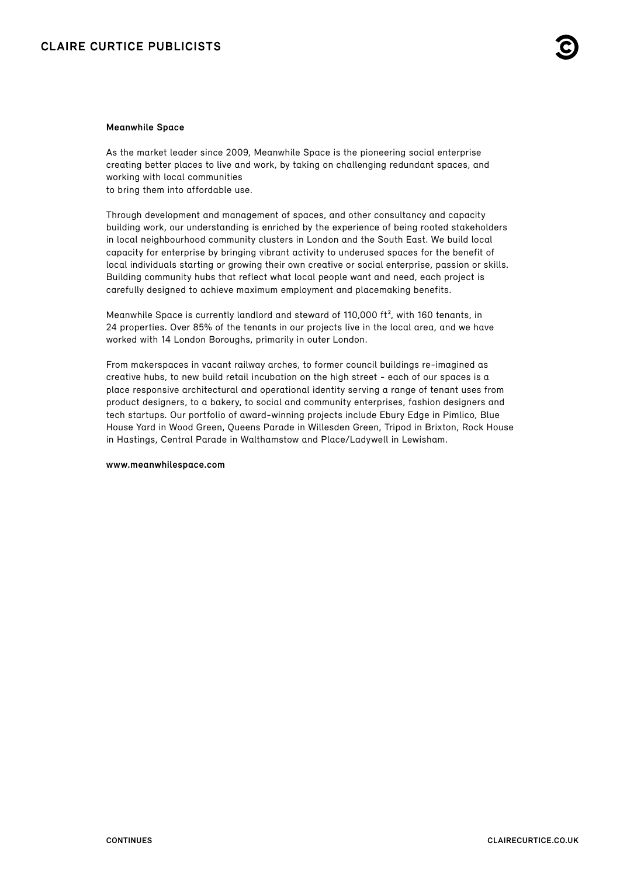**Meanwhile Space**

As the market leader since 2009, Meanwhile Space is the pioneering social enterprise creating better places to live and work, by taking on challenging redundant spaces, and working with local communities
to bring them into affordable use.

Through development and management of spaces, and other consultancy and capacity building work, our understanding is enriched by the experience of being rooted stakeholders in local neighbourhood community clusters in London and the South East. We build local capacity for enterprise by bringing vibrant activity to underused spaces for the benefit of local individuals starting or growing their own creative or social enterprise, passion or skills. Building community hubs that reflect what local people want and need, each project is carefully designed to achieve maximum employment and placemaking benefits.

Meanwhile Space is currently landlord and steward of 110,000 $ft^2$, with 160 tenants, in 24 properties. Over 85% of the tenants in our projects live in the local area, and we have worked with 14 London Boroughs, primarily in outer London.

From makerspaces in vacant railway arches, to former council buildings re-imagined as creative hubs, to new build retail incubation on the high street - each of our spaces is a place responsive architectural and operational identity serving a range of tenant uses from product designers, to a bakery, to social and community enterprises, fashion designers and tech startups. Our portfolio of award-winning projects include Ebury Edge in Pimlico, Blue House Yard in Wood Green, Queens Parade in Willesden Green, Tripod in Brixton, Rock House in Hastings, Central Parade in Walthamstow and Place/Ladywell in Lewisham.

**www.meanwhilespace.com**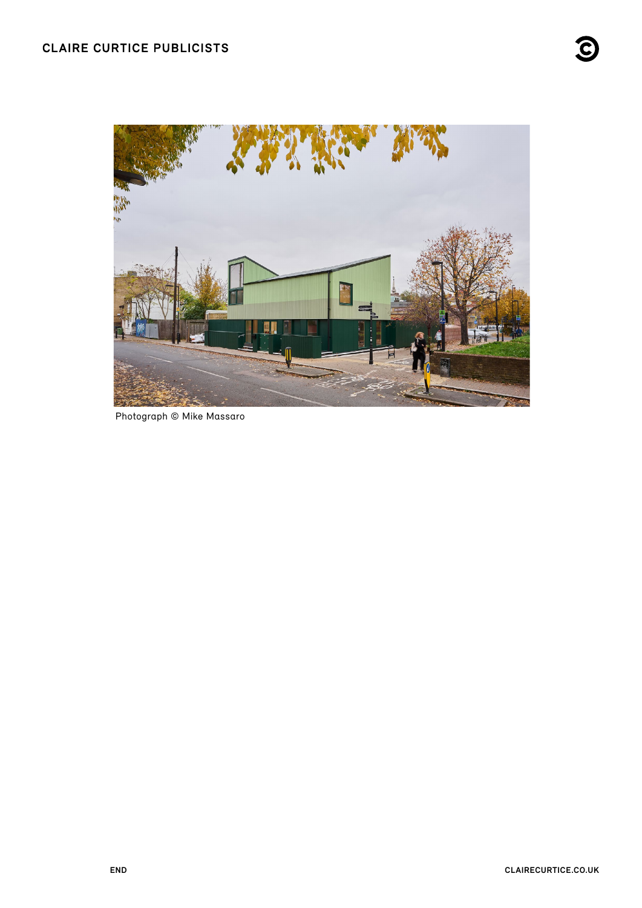Photograph © Mike Massaro

END